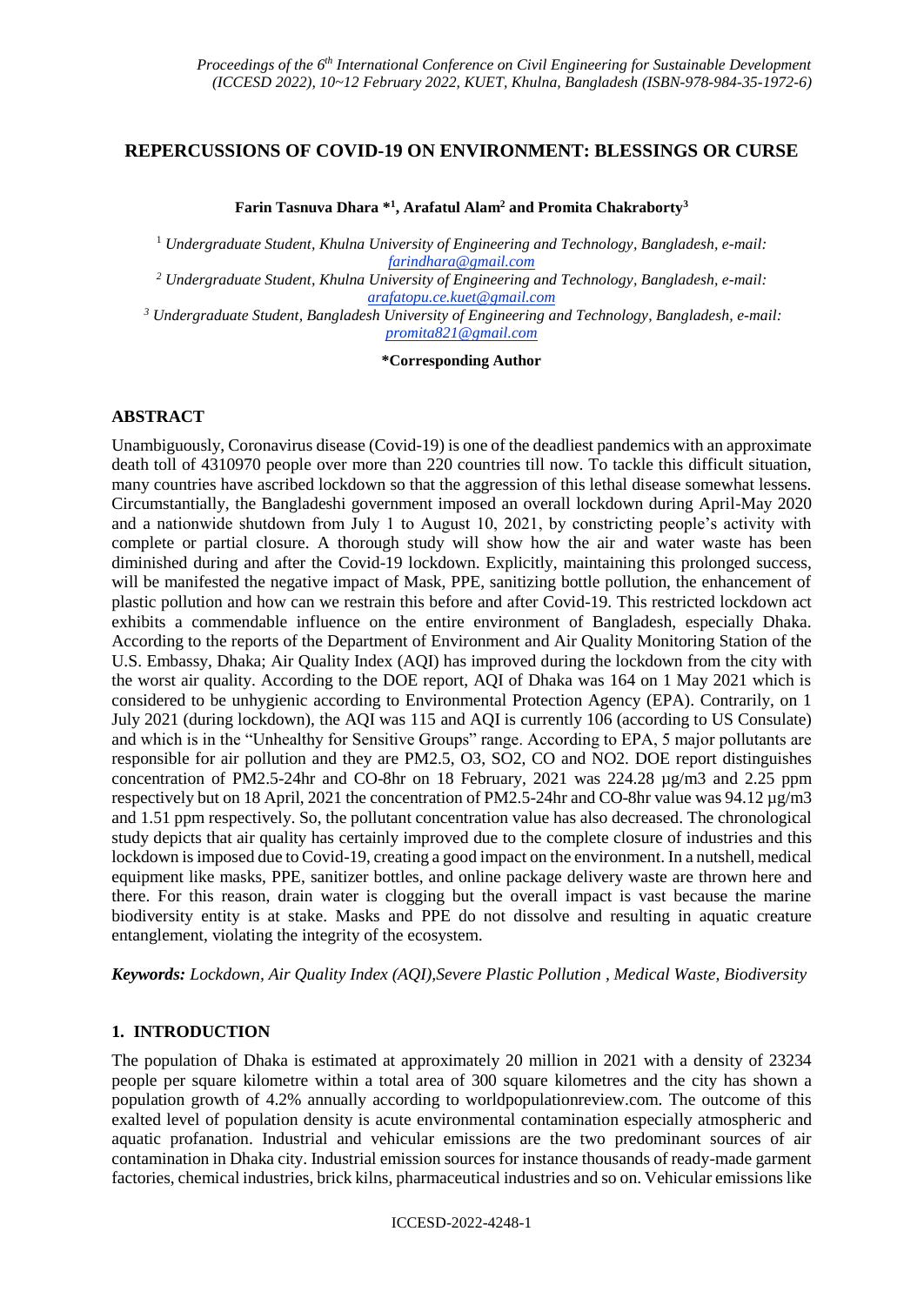# REPERCUSSIONS OF COVID-19 ON ENVIRONMENT: BLESSINGS OR CURSE

**Farin Tasnuva Dhara *[1], Arafatul Alam[2] and Promita Chakraborty[3]**

[1] *Undergraduate Student, Khulna University of Engineering and Technology, Bangladesh, e-mail: farindhara@gmail.com*

[2] *Undergraduate Student, Khulna University of Engineering and Technology, Bangladesh, e-mail: arafatopu.ce.kuet@gmail.com*

[3] *Undergraduate Student, Bangladesh University of Engineering and Technology, Bangladesh, e-mail: promita821@gmail.com*

**\*Corresponding Author**

## ABSTRACT

Unambiguously, Coronavirus disease (Covid-19) is one of the deadliest pandemics with an approximate death toll of 4310970 people over more than 220 countries till now. To tackle this difficult situation, many countries have ascribed lockdown so that the aggression of this lethal disease somewhat lessens. Circumstantially, the Bangladeshi government imposed an overall lockdown during April-May 2020 and a nationwide shutdown from July 1 to August 10, 2021, by constricting people's activity with complete or partial closure. A thorough study will show how the air and water waste has been diminished during and after the Covid-19 lockdown. Explicitly, maintaining this prolonged success, will be manifested the negative impact of Mask, PPE, sanitizing bottle pollution, the enhancement of plastic pollution and how can we restrain this before and after Covid-19. This restricted lockdown act exhibits a commendable influence on the entire environment of Bangladesh, especially Dhaka. According to the reports of the Department of Environment and Air Quality Monitoring Station of the U.S. Embassy, Dhaka; Air Quality Index (AQI) has improved during the lockdown from the city with the worst air quality. According to the DOE report, AQI of Dhaka was 164 on 1 May 2021 which is considered to be unhygienic according to Environmental Protection Agency (EPA). Contrarily, on 1 July 2021 (during lockdown), the AQI was 115 and AQI is currently 106 (according to US Consulate) and which is in the "Unhealthy for Sensitive Groups" range. According to EPA, 5 major pollutants are responsible for air pollution and they are PM2.5, O3, SO2, CO and NO2. DOE report distinguishes concentration of PM2.5-24hr and CO-8hr on 18 February, 2021 was 224.28 µg/m3 and 2.25 ppm respectively but on 18 April, 2021 the concentration of PM2.5-24hr and CO-8hr value was 94.12 µg/m3 and 1.51 ppm respectively. So, the pollutant concentration value has also decreased. The chronological study depicts that air quality has certainly improved due to the complete closure of industries and this lockdown is imposed due to Covid-19, creating a good impact on the environment. In a nutshell, medical equipment like masks, PPE, sanitizer bottles, and online package delivery waste are thrown here and there. For this reason, drain water is clogging but the overall impact is vast because the marine biodiversity entity is at stake. Masks and PPE do not dissolve and resulting in aquatic creature entanglement, violating the integrity of the ecosystem.

***Keywords:*** *Lockdown, Air Quality Index (AQI),Severe Plastic Pollution , Medical Waste, Biodiversity*

## 1. INTRODUCTION

The population of Dhaka is estimated at approximately 20 million in 2021 with a density of 23234 people per square kilometre within a total area of 300 square kilometres and the city has shown a population growth of 4.2% annually according to worldpopulationreview.com. The outcome of this exalted level of population density is acute environmental contamination especially atmospheric and aquatic profanation. Industrial and vehicular emissions are the two predominant sources of air contamination in Dhaka city. Industrial emission sources for instance thousands of ready-made garment factories, chemical industries, brick kilns, pharmaceutical industries and so on. Vehicular emissions like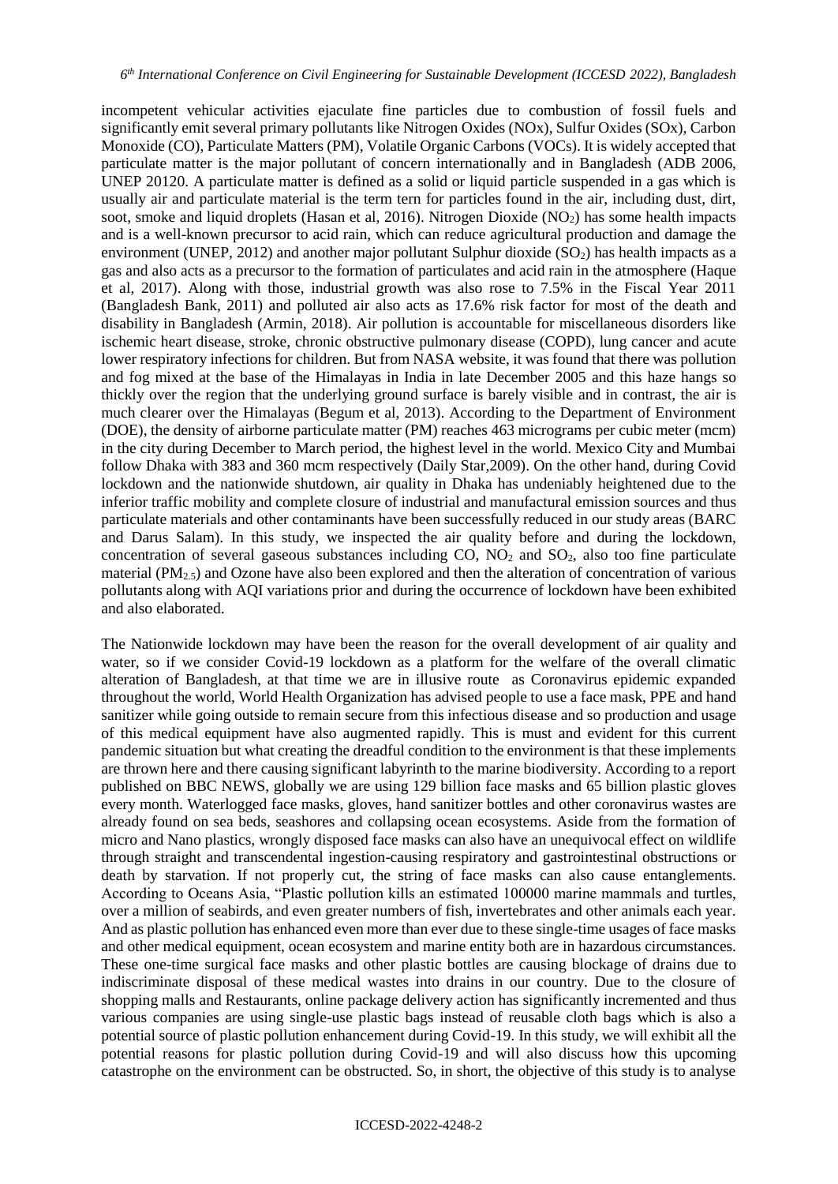incompetent vehicular activities ejaculate fine particles due to combustion of fossil fuels and significantly emit several primary pollutants like Nitrogen Oxides (NOx), Sulfur Oxides (SOx), Carbon Monoxide (CO), Particulate Matters (PM), Volatile Organic Carbons (VOCs). It is widely accepted that particulate matter is the major pollutant of concern internationally and in Bangladesh (ADB 2006, UNEP 20120. A particulate matter is defined as a solid or liquid particle suspended in a gas which is usually air and particulate material is the term tern for particles found in the air, including dust, dirt, soot, smoke and liquid droplets (Hasan et al, 2016). Nitrogen Dioxide ($NO_2$) has some health impacts and is a well-known precursor to acid rain, which can reduce agricultural production and damage the environment (UNEP, 2012) and another major pollutant Sulphur dioxide ($SO_2$) has health impacts as a gas and also acts as a precursor to the formation of particulates and acid rain in the atmosphere (Haque et al, 2017). Along with those, industrial growth was also rose to 7.5% in the Fiscal Year 2011 (Bangladesh Bank, 2011) and polluted air also acts as 17.6% risk factor for most of the death and disability in Bangladesh (Armin, 2018). Air pollution is accountable for miscellaneous disorders like ischemic heart disease, stroke, chronic obstructive pulmonary disease (COPD), lung cancer and acute lower respiratory infections for children. But from NASA website, it was found that there was pollution and fog mixed at the base of the Himalayas in India in late December 2005 and this haze hangs so thickly over the region that the underlying ground surface is barely visible and in contrast, the air is much clearer over the Himalayas (Begum et al, 2013). According to the Department of Environment (DOE), the density of airborne particulate matter (PM) reaches 463 micrograms per cubic meter (mcm) in the city during December to March period, the highest level in the world. Mexico City and Mumbai follow Dhaka with 383 and 360 mcm respectively (Daily Star,2009). On the other hand, during Covid lockdown and the nationwide shutdown, air quality in Dhaka has undeniably heightened due to the inferior traffic mobility and complete closure of industrial and manufactural emission sources and thus particulate materials and other contaminants have been successfully reduced in our study areas (BARC and Darus Salam). In this study, we inspected the air quality before and during the lockdown, concentration of several gaseous substances including CO, $NO_2$ and $SO_2$, also too fine particulate material ($PM_{2.5}$) and Ozone have also been explored and then the alteration of concentration of various pollutants along with AQI variations prior and during the occurrence of lockdown have been exhibited and also elaborated.

The Nationwide lockdown may have been the reason for the overall development of air quality and water, so if we consider Covid-19 lockdown as a platform for the welfare of the overall climatic alteration of Bangladesh, at that time we are in illusive route as Coronavirus epidemic expanded throughout the world, World Health Organization has advised people to use a face mask, PPE and hand sanitizer while going outside to remain secure from this infectious disease and so production and usage of this medical equipment have also augmented rapidly. This is must and evident for this current pandemic situation but what creating the dreadful condition to the environment is that these implements are thrown here and there causing significant labyrinth to the marine biodiversity. According to a report published on BBC NEWS, globally we are using 129 billion face masks and 65 billion plastic gloves every month. Waterlogged face masks, gloves, hand sanitizer bottles and other coronavirus wastes are already found on sea beds, seashores and collapsing ocean ecosystems. Aside from the formation of micro and Nano plastics, wrongly disposed face masks can also have an unequivocal effect on wildlife through straight and transcendental ingestion-causing respiratory and gastrointestinal obstructions or death by starvation. If not properly cut, the string of face masks can also cause entanglements. According to Oceans Asia, "Plastic pollution kills an estimated 100000 marine mammals and turtles, over a million of seabirds, and even greater numbers of fish, invertebrates and other animals each year. And as plastic pollution has enhanced even more than ever due to these single-time usages of face masks and other medical equipment, ocean ecosystem and marine entity both are in hazardous circumstances. These one-time surgical face masks and other plastic bottles are causing blockage of drains due to indiscriminate disposal of these medical wastes into drains in our country. Due to the closure of shopping malls and Restaurants, online package delivery action has significantly incremented and thus various companies are using single-use plastic bags instead of reusable cloth bags which is also a potential source of plastic pollution enhancement during Covid-19. In this study, we will exhibit all the potential reasons for plastic pollution during Covid-19 and will also discuss how this upcoming catastrophe on the environment can be obstructed. So, in short, the objective of this study is to analyse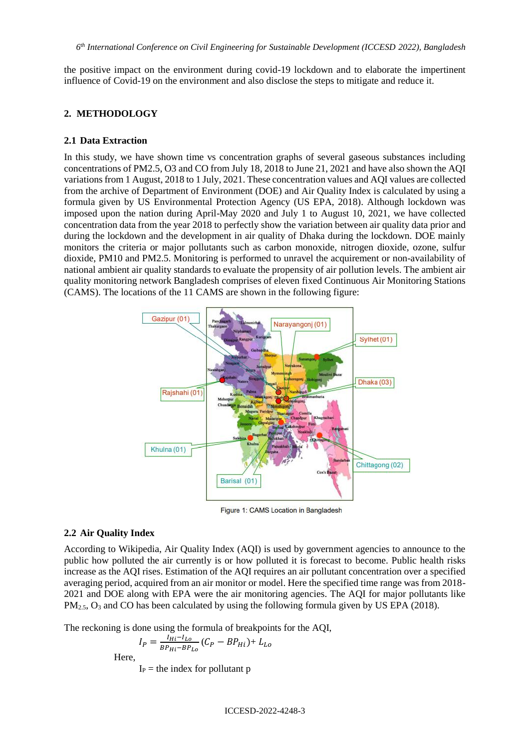the positive impact on the environment during covid-19 lockdown and to elaborate the impertinent influence of Covid-19 on the environment and also disclose the steps to mitigate and reduce it.

## 2. METHODOLOGY

### 2.1 Data Extraction

In this study, we have shown time vs concentration graphs of several gaseous substances including concentrations of PM2.5, O3 and CO from July 18, 2018 to June 21, 2021 and have also shown the AQI variations from 1 August, 2018 to 1 July, 2021. These concentration values and AQI values are collected from the archive of Department of Environment (DOE) and Air Quality Index is calculated by using a formula given by US Environmental Protection Agency (US EPA, 2018). Although lockdown was imposed upon the nation during April-May 2020 and July 1 to August 10, 2021, we have collected concentration data from the year 2018 to perfectly show the variation between air quality data prior and during the lockdown and the development in air quality of Dhaka during the lockdown. DOE mainly monitors the criteria or major pollutants such as carbon monoxide, nitrogen dioxide, ozone, sulfur dioxide, PM10 and PM2.5. Monitoring is performed to unravel the acquirement or non-availability of national ambient air quality standards to evaluate the propensity of air pollution levels. The ambient air quality monitoring network Bangladesh comprises of eleven fixed Continuous Air Monitoring Stations (CAMS). The locations of the 11 CAMS are shown in the following figure:

Figure 1: CAMS Location in Bangladesh

### 2.2 Air Quality Index

According to Wikipedia, Air Quality Index (AQI) is used by government agencies to announce to the public how polluted the air currently is or how polluted it is forecast to become. Public health risks increase as the AQI rises. Estimation of the AQI requires an air pollutant concentration over a specified averaging period, acquired from an air monitor or model. Here the specified time range was from 2018-2021 and DOE along with EPA were the air monitoring agencies. The AQI for major pollutants like $PM_{2.5}$, $O_3$ and CO has been calculated by using the following formula given by US EPA (2018).

The reckoning is done using the formula of breakpoints for the AQI,

$$I_P = \frac{I_{Hi} - I_{Lo}}{BP_{Hi} - BP_{Lo}} (C_P - BP_{Hi}) + L_{Lo}$$

Here,

$I_P$ = the index for pollutant p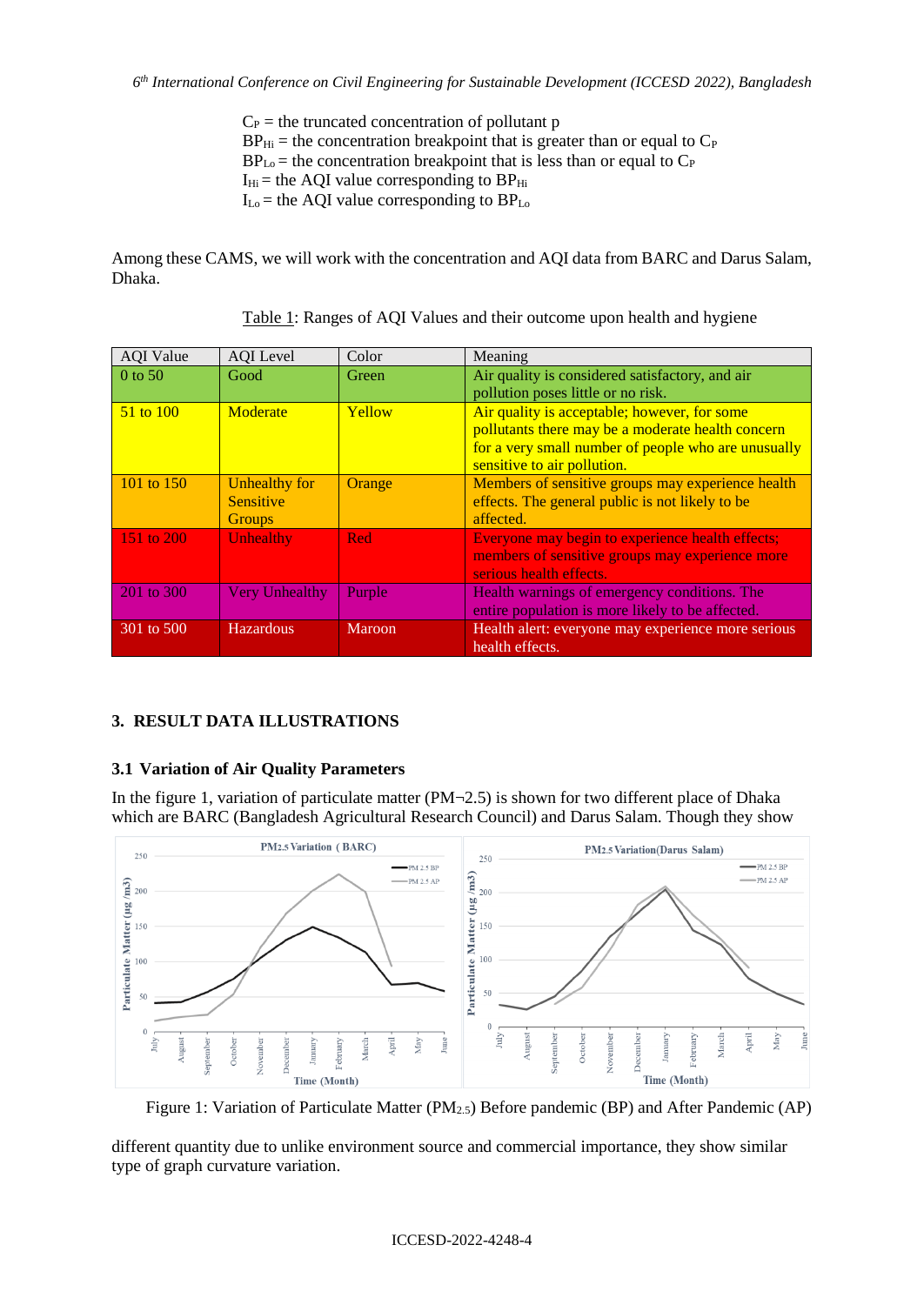$C_P$ = the truncated concentration of pollutant p
$BP_{Hi}$ = the concentration breakpoint that is greater than or equal to $C_P$
$BP_{Lo}$ = the concentration breakpoint that is less than or equal to $C_P$
$I_{Hi}$ = the AQI value corresponding to $BP_{Hi}$
$I_{Lo}$ = the AQI value corresponding to $BP_{Lo}$

Among these CAMS, we will work with the concentration and AQI data from BARC and Darus Salam, Dhaka.

Table 1: Ranges of AQI Values and their outcome upon health and hygiene

| AQI Value | AQI Level | Color | Meaning |
|---|---|---|---|
| 0 to 50 | Good | Green | Air quality is considered satisfactory, and air pollution poses little or no risk. |
| 51 to 100 | Moderate | Yellow | Air quality is acceptable; however, for some pollutants there may be a moderate health concern for a very small number of people who are unusually sensitive to air pollution. |
| 101 to 150 | Unhealthy for Sensitive Groups | Orange | Members of sensitive groups may experience health effects. The general public is not likely to be affected. |
| 151 to 200 | Unhealthy | Red | Everyone may begin to experience health effects; members of sensitive groups may experience more serious health effects. |
| 201 to 300 | Very Unhealthy | Purple | Health warnings of emergency conditions. The entire population is more likely to be affected. |
| 301 to 500 | Hazardous | Maroon | Health alert: everyone may experience more serious health effects. |

## 3. RESULT DATA ILLUSTRATIONS

### 3.1 Variation of Air Quality Parameters

In the figure 1, variation of particulate matter (PM¬2.5) is shown for two different place of Dhaka which are BARC (Bangladesh Agricultural Research Council) and Darus Salam. Though they show different quantity due to unlike environment source and commercial importance, they show similar type of graph curvature variation.

Figure 1: Variation of Particulate Matter ($PM_{2.5}$) Before pandemic (BP) and After Pandemic (AP)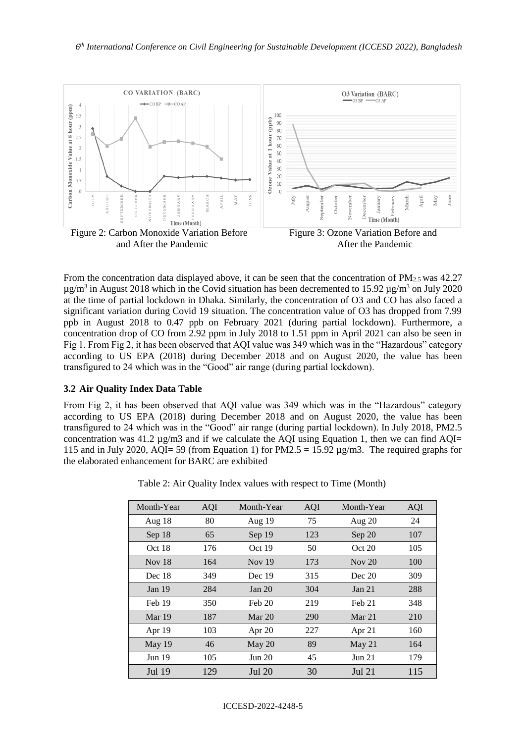Figure 2: Carbon Monoxide Variation Before and After the Pandemic

Figure 3: Ozone Variation Before and After the Pandemic

From the concentration data displayed above, it can be seen that the concentration of $PM_{2.5}$ was 42.27 $\mu g/m^3$ in August 2018 which in the Covid situation has been decremented to 15.92 $\mu g/m^3$ on July 2020 at the time of partial lockdown in Dhaka. Similarly, the concentration of O3 and CO has also faced a significant variation during Covid 19 situation. The concentration value of O3 has dropped from 7.99 ppb in August 2018 to 0.47 ppb on February 2021 (during partial lockdown). Furthermore, a concentration drop of CO from 2.92 ppm in July 2018 to 1.51 ppm in April 2021 can also be seen in Fig 1. From Fig 2, it has been observed that AQI value was 349 which was in the "Hazardous" category according to US EPA (2018) during December 2018 and on August 2020, the value has been transfigured to 24 which was in the "Good" air range (during partial lockdown).

### 3.2 Air Quality Index Data Table

From Fig 2, it has been observed that AQI value was 349 which was in the "Hazardous" category according to US EPA (2018) during December 2018 and on August 2020, the value has been transfigured to 24 which was in the "Good" air range (during partial lockdown). In July 2018, PM2.5 concentration was 41.2 µg/m3 and if we calculate the AQI using Equation 1, then we can find AQI= 115 and in July 2020, AQI= 59 (from Equation 1) for PM2.5 = 15.92 µg/m3. The required graphs for the elaborated enhancement for BARC are exhibited

Table 2: Air Quality Index values with respect to Time (Month)

| Month-Year | AQI | Month-Year | AQI | Month-Year | AQI |
|---|---|---|---|---|---|
| Aug 18 | 80 | Aug 19 | 75 | Aug 20 | 24 |
| Sep 18 | 65 | Sep 19 | 123 | Sep 20 | 107 |
| Oct 18 | 176 | Oct 19 | 50 | Oct 20 | 105 |
| Nov 18 | 164 | Nov 19 | 173 | Nov 20 | 100 |
| Dec 18 | 349 | Dec 19 | 315 | Dec 20 | 309 |
| Jan 19 | 284 | Jan 20 | 304 | Jan 21 | 288 |
| Feb 19 | 350 | Feb 20 | 219 | Feb 21 | 348 |
| Mar 19 | 187 | Mar 20 | 290 | Mar 21 | 210 |
| Apr 19 | 103 | Apr 20 | 227 | Apr 21 | 160 |
| May 19 | 46 | May 20 | 89 | May 21 | 164 |
| Jun 19 | 105 | Jun 20 | 45 | Jun 21 | 179 |
| Jul 19 | 129 | Jul 20 | 30 | Jul 21 | 115 |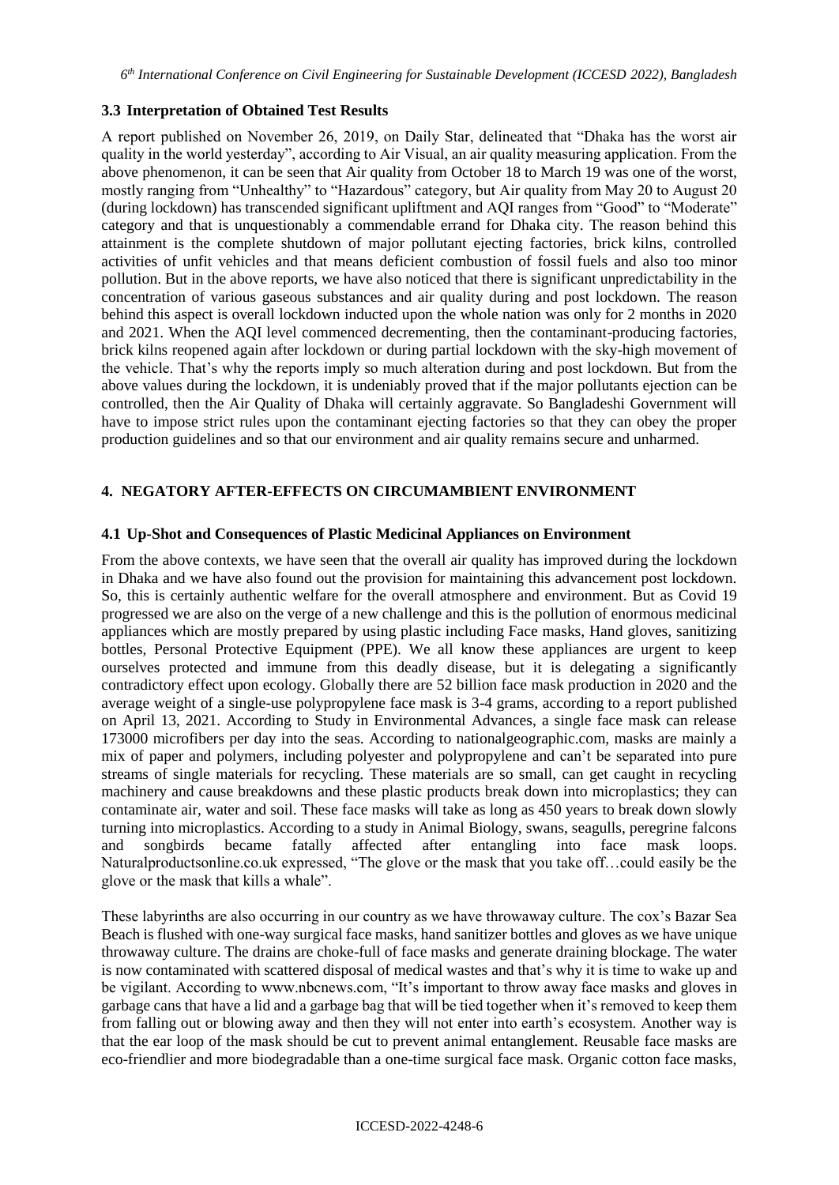### 3.3 Interpretation of Obtained Test Results

A report published on November 26, 2019, on Daily Star, delineated that "Dhaka has the worst air quality in the world yesterday", according to Air Visual, an air quality measuring application. From the above phenomenon, it can be seen that Air quality from October 18 to March 19 was one of the worst, mostly ranging from "Unhealthy" to "Hazardous" category, but Air quality from May 20 to August 20 (during lockdown) has transcended significant upliftment and AQI ranges from "Good" to "Moderate" category and that is unquestionably a commendable errand for Dhaka city. The reason behind this attainment is the complete shutdown of major pollutant ejecting factories, brick kilns, controlled activities of unfit vehicles and that means deficient combustion of fossil fuels and also too minor pollution. But in the above reports, we have also noticed that there is significant unpredictability in the concentration of various gaseous substances and air quality during and post lockdown. The reason behind this aspect is overall lockdown inducted upon the whole nation was only for 2 months in 2020 and 2021. When the AQI level commenced decrementing, then the contaminant-producing factories, brick kilns reopened again after lockdown or during partial lockdown with the sky-high movement of the vehicle. That's why the reports imply so much alteration during and post lockdown. But from the above values during the lockdown, it is undeniably proved that if the major pollutants ejection can be controlled, then the Air Quality of Dhaka will certainly aggravate. So Bangladeshi Government will have to impose strict rules upon the contaminant ejecting factories so that they can obey the proper production guidelines and so that our environment and air quality remains secure and unharmed.

## 4. NEGATORY AFTER-EFFECTS ON CIRCUMAMBIENT ENVIRONMENT

### 4.1 Up-Shot and Consequences of Plastic Medicinal Appliances on Environment

From the above contexts, we have seen that the overall air quality has improved during the lockdown in Dhaka and we have also found out the provision for maintaining this advancement post lockdown. So, this is certainly authentic welfare for the overall atmosphere and environment. But as Covid 19 progressed we are also on the verge of a new challenge and this is the pollution of enormous medicinal appliances which are mostly prepared by using plastic including Face masks, Hand gloves, sanitizing bottles, Personal Protective Equipment (PPE). We all know these appliances are urgent to keep ourselves protected and immune from this deadly disease, but it is delegating a significantly contradictory effect upon ecology. Globally there are 52 billion face mask production in 2020 and the average weight of a single-use polypropylene face mask is 3-4 grams, according to a report published on April 13, 2021. According to Study in Environmental Advances, a single face mask can release 173000 microfibers per day into the seas. According to nationalgeographic.com, masks are mainly a mix of paper and polymers, including polyester and polypropylene and can't be separated into pure streams of single materials for recycling. These materials are so small, can get caught in recycling machinery and cause breakdowns and these plastic products break down into microplastics; they can contaminate air, water and soil. These face masks will take as long as 450 years to break down slowly turning into microplastics. According to a study in Animal Biology, swans, seagulls, peregrine falcons and songbirds became fatally affected after entangling into face mask loops. Naturalproductsonline.co.uk expressed, "The glove or the mask that you take off…could easily be the glove or the mask that kills a whale".

These labyrinths are also occurring in our country as we have throwaway culture. The cox's Bazar Sea Beach is flushed with one-way surgical face masks, hand sanitizer bottles and gloves as we have unique throwaway culture. The drains are choke-full of face masks and generate draining blockage. The water is now contaminated with scattered disposal of medical wastes and that's why it is time to wake up and be vigilant. According to www.nbcnews.com, "It's important to throw away face masks and gloves in garbage cans that have a lid and a garbage bag that will be tied together when it's removed to keep them from falling out or blowing away and then they will not enter into earth's ecosystem. Another way is that the ear loop of the mask should be cut to prevent animal entanglement. Reusable face masks are eco-friendlier and more biodegradable than a one-time surgical face mask. Organic cotton face masks,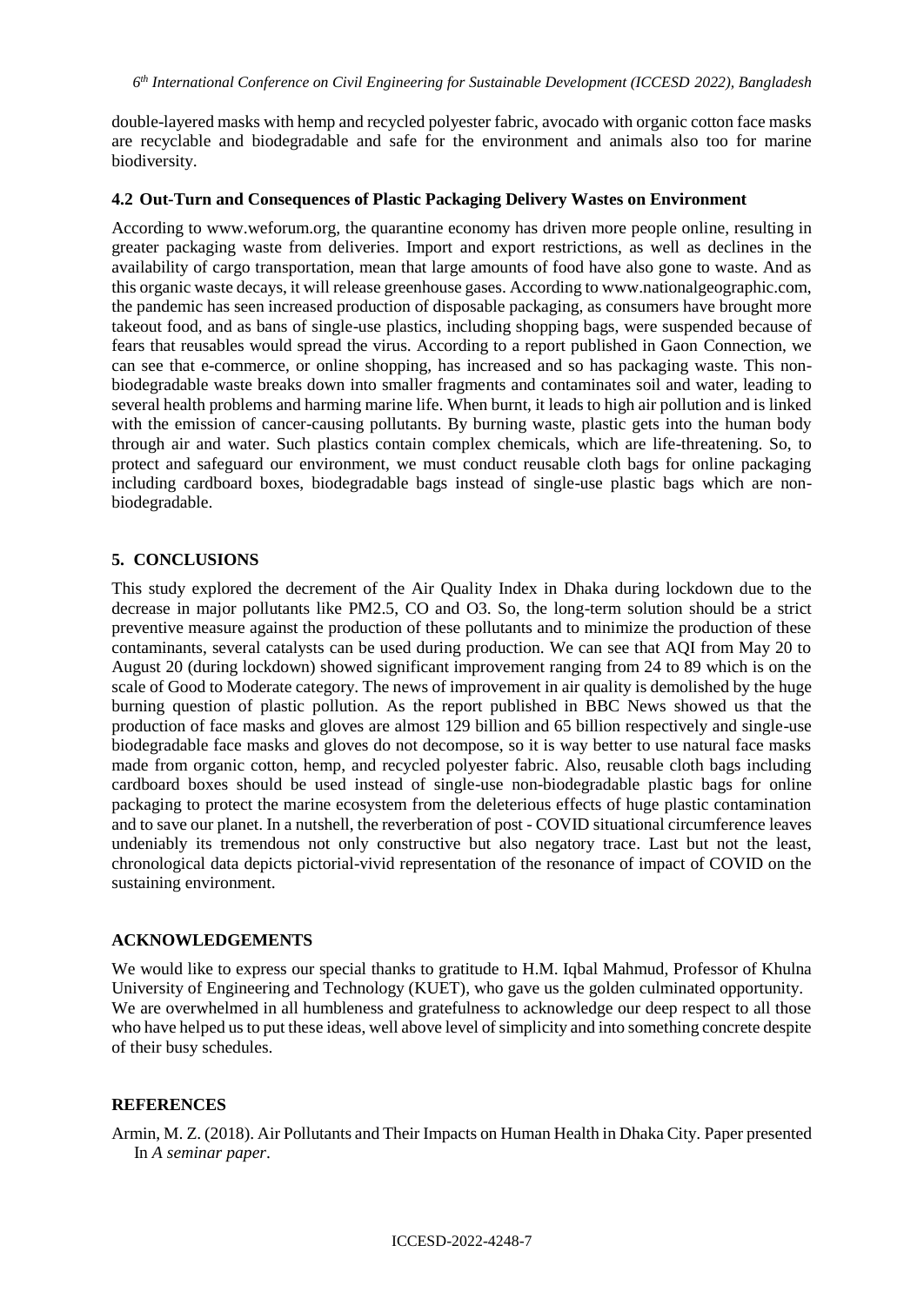double-layered masks with hemp and recycled polyester fabric, avocado with organic cotton face masks are recyclable and biodegradable and safe for the environment and animals also too for marine biodiversity.

### 4.2 Out-Turn and Consequences of Plastic Packaging Delivery Wastes on Environment

According to www.weforum.org, the quarantine economy has driven more people online, resulting in greater packaging waste from deliveries. Import and export restrictions, as well as declines in the availability of cargo transportation, mean that large amounts of food have also gone to waste. And as this organic waste decays, it will release greenhouse gases. According to www.nationalgeographic.com, the pandemic has seen increased production of disposable packaging, as consumers have brought more takeout food, and as bans of single-use plastics, including shopping bags, were suspended because of fears that reusables would spread the virus. According to a report published in Gaon Connection, we can see that e-commerce, or online shopping, has increased and so has packaging waste. This non-biodegradable waste breaks down into smaller fragments and contaminates soil and water, leading to several health problems and harming marine life. When burnt, it leads to high air pollution and is linked with the emission of cancer-causing pollutants. By burning waste, plastic gets into the human body through air and water. Such plastics contain complex chemicals, which are life-threatening. So, to protect and safeguard our environment, we must conduct reusable cloth bags for online packaging including cardboard boxes, biodegradable bags instead of single-use plastic bags which are non-biodegradable.

## 5. CONCLUSIONS

This study explored the decrement of the Air Quality Index in Dhaka during lockdown due to the decrease in major pollutants like PM2.5, CO and O3. So, the long-term solution should be a strict preventive measure against the production of these pollutants and to minimize the production of these contaminants, several catalysts can be used during production. We can see that AQI from May 20 to August 20 (during lockdown) showed significant improvement ranging from 24 to 89 which is on the scale of Good to Moderate category. The news of improvement in air quality is demolished by the huge burning question of plastic pollution. As the report published in BBC News showed us that the production of face masks and gloves are almost 129 billion and 65 billion respectively and single-use biodegradable face masks and gloves do not decompose, so it is way better to use natural face masks made from organic cotton, hemp, and recycled polyester fabric. Also, reusable cloth bags including cardboard boxes should be used instead of single-use non-biodegradable plastic bags for online packaging to protect the marine ecosystem from the deleterious effects of huge plastic contamination and to save our planet. In a nutshell, the reverberation of post - COVID situational circumference leaves undeniably its tremendous not only constructive but also negatory trace. Last but not the least, chronological data depicts pictorial-vivid representation of the resonance of impact of COVID on the sustaining environment.

## ACKNOWLEDGEMENTS

We would like to express our special thanks to gratitude to H.M. Iqbal Mahmud, Professor of Khulna University of Engineering and Technology (KUET), who gave us the golden culminated opportunity. We are overwhelmed in all humbleness and gratefulness to acknowledge our deep respect to all those who have helped us to put these ideas, well above level of simplicity and into something concrete despite of their busy schedules.

## REFERENCES

Armin, M. Z. (2018). Air Pollutants and Their Impacts on Human Health in Dhaka City. Paper presented In *A seminar paper*.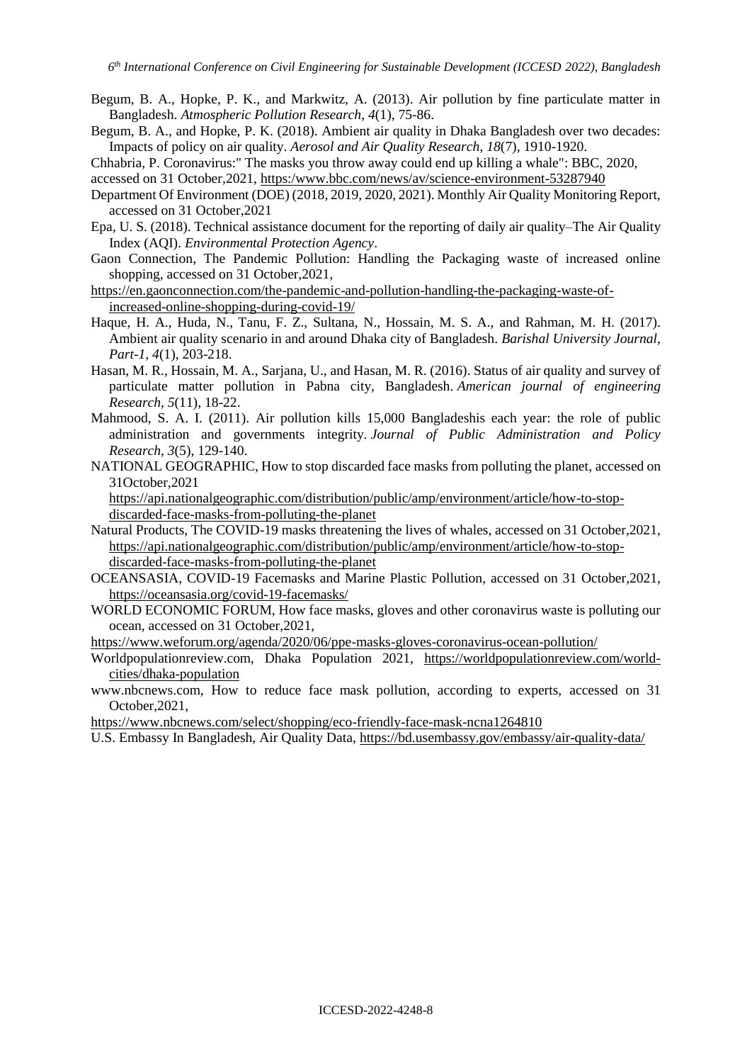Begum, B. A., Hopke, P. K., and Markwitz, A. (2013). Air pollution by fine particulate matter in Bangladesh. *Atmospheric Pollution Research, 4*(1), 75-86.

Begum, B. A., and Hopke, P. K. (2018). Ambient air quality in Dhaka Bangladesh over two decades: Impacts of policy on air quality. *Aerosol and Air Quality Research*, *18*(7), 1910-1920.

Chhabria, P. Coronavirus:" The masks you throw away could end up killing a whale": BBC, 2020, accessed on 31 October,2021, https:/www.bbc.com/news/av/science-environment-53287940

Department Of Environment (DOE) (2018, 2019, 2020, 2021). Monthly Air Quality Monitoring Report, accessed on 31 October,2021

Epa, U. S. (2018). Technical assistance document for the reporting of daily air quality–The Air Quality Index (AQI). *Environmental Protection Agency*.

Gaon Connection, The Pandemic Pollution: Handling the Packaging waste of increased online shopping, accessed on 31 October,2021, https://en.gaonconnection.com/the-pandemic-and-pollution-handling-the-packaging-waste-of-increased-online-shopping-during-covid-19/

Haque, H. A., Huda, N., Tanu, F. Z., Sultana, N., Hossain, M. S. A., and Rahman, M. H. (2017). Ambient air quality scenario in and around Dhaka city of Bangladesh. *Barishal University Journal, Part-1*, *4*(1), 203-218.

Hasan, M. R., Hossain, M. A., Sarjana, U., and Hasan, M. R. (2016). Status of air quality and survey of particulate matter pollution in Pabna city, Bangladesh. *American journal of engineering Research*, *5*(11), 18-22.

Mahmood, S. A. I. (2011). Air pollution kills 15,000 Bangladeshis each year: the role of public administration and governments integrity. *Journal of Public Administration and Policy Research*, *3*(5), 129-140.

NATIONAL GEOGRAPHIC, How to stop discarded face masks from polluting the planet, accessed on 31October,2021 https://api.nationalgeographic.com/distribution/public/amp/environment/article/how-to-stop-discarded-face-masks-from-polluting-the-planet

Natural Products, The COVID-19 masks threatening the lives of whales, accessed on 31 October,2021, https://api.nationalgeographic.com/distribution/public/amp/environment/article/how-to-stop-discarded-face-masks-from-polluting-the-planet

OCEANSASIA, COVID-19 Facemasks and Marine Plastic Pollution, accessed on 31 October,2021, https://oceansasia.org/covid-19-facemasks/

WORLD ECONOMIC FORUM, How face masks, gloves and other coronavirus waste is polluting our ocean, accessed on 31 October,2021, https://www.weforum.org/agenda/2020/06/ppe-masks-gloves-coronavirus-ocean-pollution/

Worldpopulationreview.com, Dhaka Population 2021, https://worldpopulationreview.com/world-cities/dhaka-population

www.nbcnews.com, How to reduce face mask pollution, according to experts, accessed on 31 October,2021, https://www.nbcnews.com/select/shopping/eco-friendly-face-mask-ncna1264810

U.S. Embassy In Bangladesh, Air Quality Data, https://bd.usembassy.gov/embassy/air-quality-data/